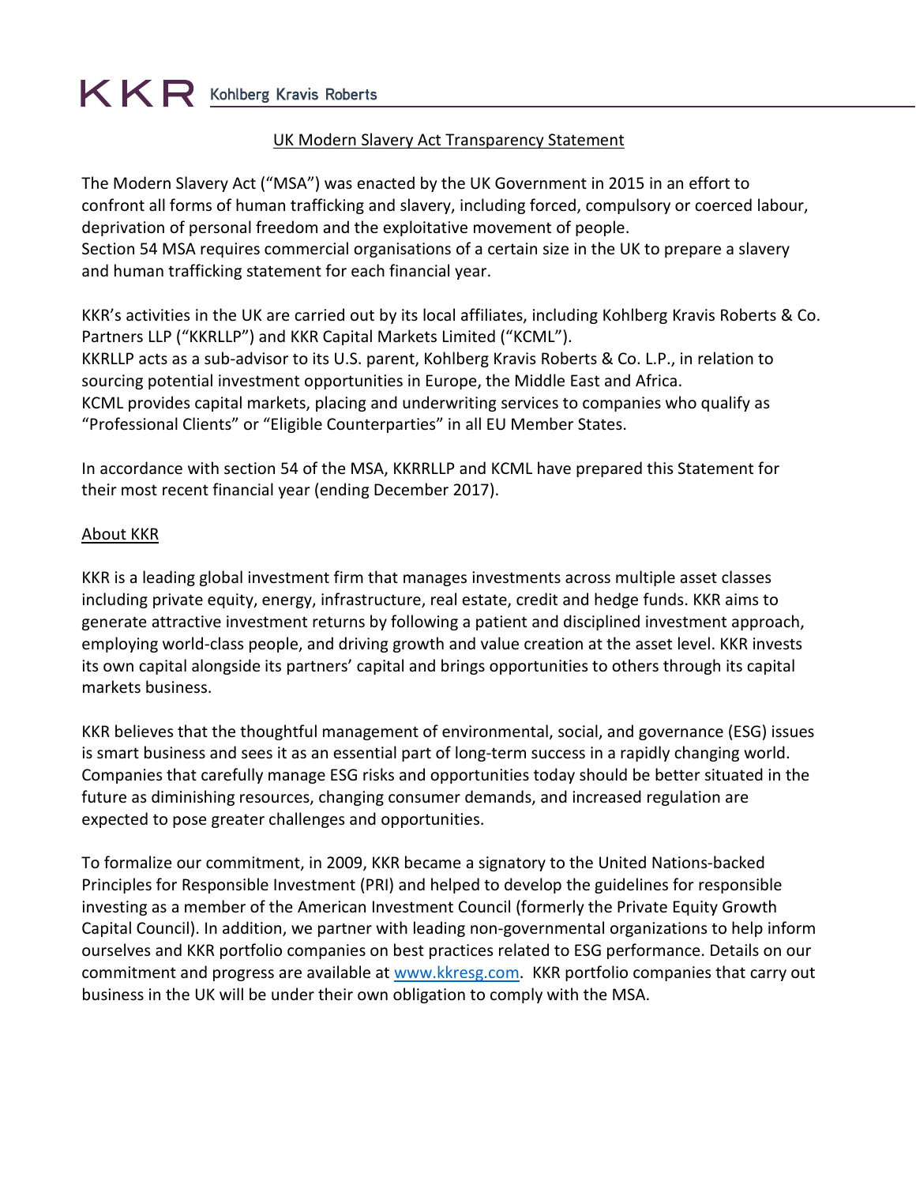KKR Kohlberg Kravis Roberts

# UK Modern Slavery Act Transparency Statement

The Modern Slavery Act ("MSA") was enacted by the UK Government in 2015 in an effort to confront all forms of human trafficking and slavery, including forced, compulsory or coerced labour, deprivation of personal freedom and the exploitative movement of people.
Section 54 MSA requires commercial organisations of a certain size in the UK to prepare a slavery and human trafficking statement for each financial year.

KKR's activities in the UK are carried out by its local affiliates, including Kohlberg Kravis Roberts & Co. Partners LLP ("KKRLLP") and KKR Capital Markets Limited ("KCML").
KKRLLP acts as a sub-advisor to its U.S. parent, Kohlberg Kravis Roberts & Co. L.P., in relation to sourcing potential investment opportunities in Europe, the Middle East and Africa.
KCML provides capital markets, placing and underwriting services to companies who qualify as "Professional Clients" or "Eligible Counterparties" in all EU Member States.

In accordance with section 54 of the MSA, KKRRLLP and KCML have prepared this Statement for their most recent financial year (ending December 2017).

## About KKR

KKR is a leading global investment firm that manages investments across multiple asset classes including private equity, energy, infrastructure, real estate, credit and hedge funds. KKR aims to generate attractive investment returns by following a patient and disciplined investment approach, employing world-class people, and driving growth and value creation at the asset level. KKR invests its own capital alongside its partners' capital and brings opportunities to others through its capital markets business.

KKR believes that the thoughtful management of environmental, social, and governance (ESG) issues is smart business and sees it as an essential part of long-term success in a rapidly changing world. Companies that carefully manage ESG risks and opportunities today should be better situated in the future as diminishing resources, changing consumer demands, and increased regulation are expected to pose greater challenges and opportunities.

To formalize our commitment, in 2009, KKR became a signatory to the United Nations-backed Principles for Responsible Investment (PRI) and helped to develop the guidelines for responsible investing as a member of the American Investment Council (formerly the Private Equity Growth Capital Council). In addition, we partner with leading non-governmental organizations to help inform ourselves and KKR portfolio companies on best practices related to ESG performance. Details on our commitment and progress are available at [www.kkresg.com](http://www.kkresg.com). KKR portfolio companies that carry out business in the UK will be under their own obligation to comply with the MSA.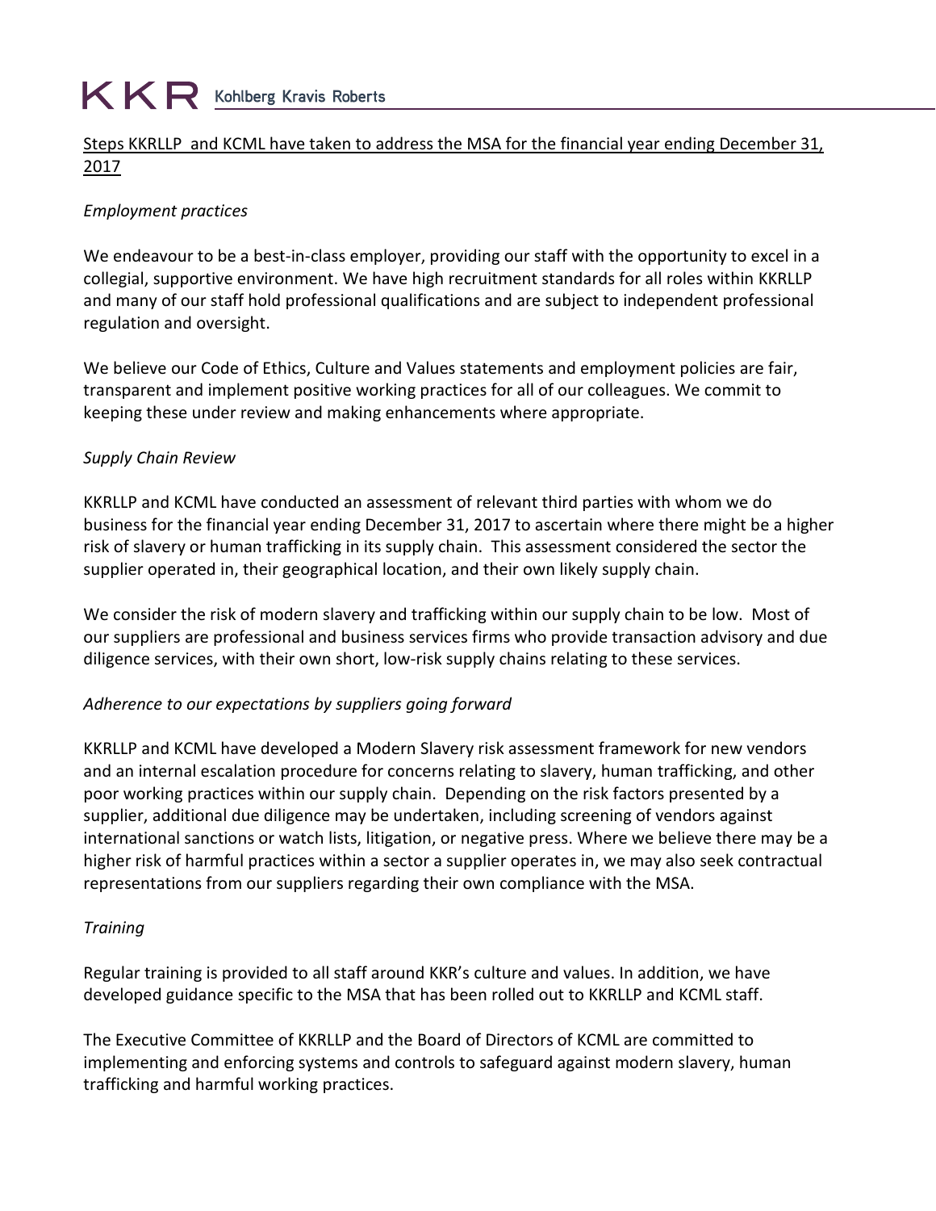Steps KKRLLP and KCML have taken to address the MSA for the financial year ending December 31, 2017

*Employment practices*

We endeavour to be a best-in-class employer, providing our staff with the opportunity to excel in a collegial, supportive environment. We have high recruitment standards for all roles within KKRLLP and many of our staff hold professional qualifications and are subject to independent professional regulation and oversight.

We believe our Code of Ethics, Culture and Values statements and employment policies are fair, transparent and implement positive working practices for all of our colleagues. We commit to keeping these under review and making enhancements where appropriate.

*Supply Chain Review*

KKRLLP and KCML have conducted an assessment of relevant third parties with whom we do business for the financial year ending December 31, 2017 to ascertain where there might be a higher risk of slavery or human trafficking in its supply chain. This assessment considered the sector the supplier operated in, their geographical location, and their own likely supply chain.

We consider the risk of modern slavery and trafficking within our supply chain to be low. Most of our suppliers are professional and business services firms who provide transaction advisory and due diligence services, with their own short, low-risk supply chains relating to these services.

*Adherence to our expectations by suppliers going forward*

KKRLLP and KCML have developed a Modern Slavery risk assessment framework for new vendors and an internal escalation procedure for concerns relating to slavery, human trafficking, and other poor working practices within our supply chain. Depending on the risk factors presented by a supplier, additional due diligence may be undertaken, including screening of vendors against international sanctions or watch lists, litigation, or negative press. Where we believe there may be a higher risk of harmful practices within a sector a supplier operates in, we may also seek contractual representations from our suppliers regarding their own compliance with the MSA.

*Training*

Regular training is provided to all staff around KKR's culture and values. In addition, we have developed guidance specific to the MSA that has been rolled out to KKRLLP and KCML staff.

The Executive Committee of KKRLLP and the Board of Directors of KCML are committed to implementing and enforcing systems and controls to safeguard against modern slavery, human trafficking and harmful working practices.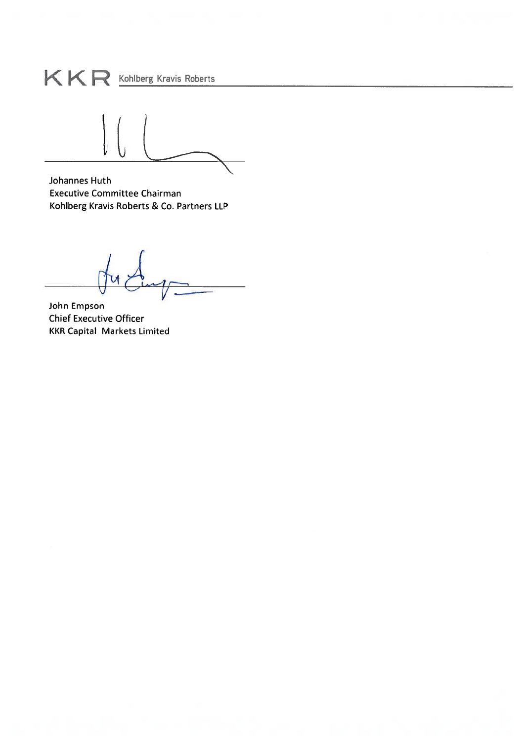KKR Kohlberg Kravis Roberts

Johannes Huth
Executive Committee Chairman
Kohlberg Kravis Roberts & Co. Partners LLP

John Empson
Chief Executive Officer
KKR Capital Markets Limited